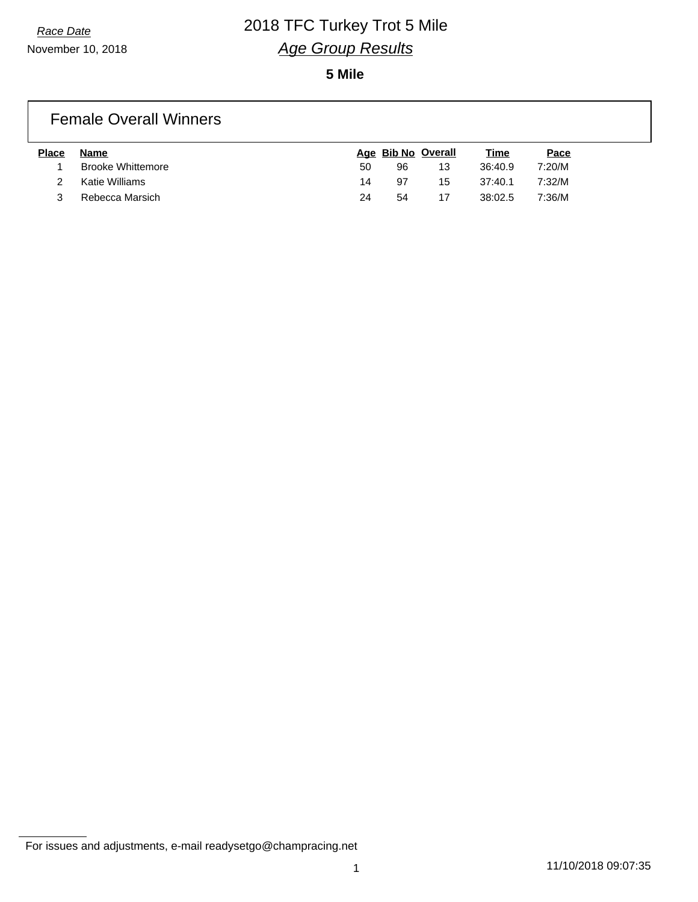*Race Date*

November 10, 2018

# 2018 TFC Turkey Trot 5 Mile

## *Age Group Results*

**5 Mile**

### Female Overall Winners

| Place | Name | Age | Bib No | Overall | Time | Pace |
|---|---|---|---|---|---|---|
| 1 | Brooke Whittemore | 50 | 96 | 13 | 36:40.9 | 7:20/M |
| 2 | Katie Williams | 14 | 97 | 15 | 37:40.1 | 7:32/M |
| 3 | Rebecca Marsich | 24 | 54 | 17 | 38:02.5 | 7:36/M |

For issues and adjustments, e-mail readysetgo@champracing.net

11/10/2018 09:07:35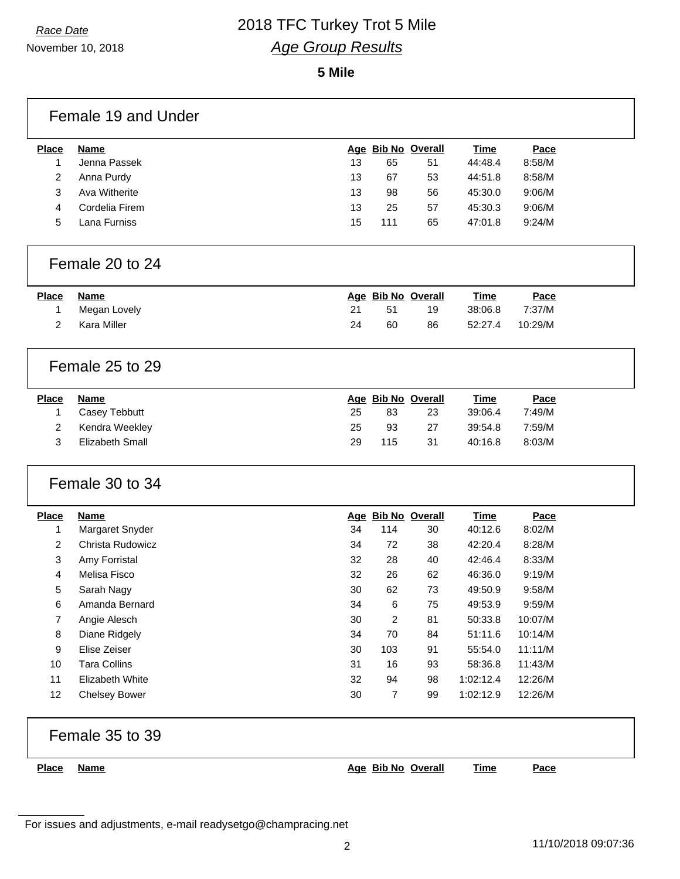Race Date

November 10, 2018

# 2018 TFC Turkey Trot 5 Mile

## *Age Group Results*

**5 Mile**

### Female 19 and Under

| Place | Name | Age | Bib No | Overall | Time | Pace |
|---|---|---|---|---|---|---|
| 1 | Jenna Passek | 13 | 65 | 51 | 44:48.4 | 8:58/M |
| 2 | Anna Purdy | 13 | 67 | 53 | 44:51.8 | 8:58/M |
| 3 | Ava Witherite | 13 | 98 | 56 | 45:30.0 | 9:06/M |
| 4 | Cordelia Firem | 13 | 25 | 57 | 45:30.3 | 9:06/M |
| 5 | Lana Furniss | 15 | 111 | 65 | 47:01.8 | 9:24/M |

### Female 20 to 24

| Place | Name | Age | Bib No | Overall | Time | Pace |
|---|---|---|---|---|---|---|
| 1 | Megan Lovely | 21 | 51 | 19 | 38:06.8 | 7:37/M |
| 2 | Kara Miller | 24 | 60 | 86 | 52:27.4 | 10:29/M |

### Female 25 to 29

| Place | Name | Age | Bib No | Overall | Time | Pace |
|---|---|---|---|---|---|---|
| 1 | Casey Tebbutt | 25 | 83 | 23 | 39:06.4 | 7:49/M |
| 2 | Kendra Weekley | 25 | 93 | 27 | 39:54.8 | 7:59/M |
| 3 | Elizabeth Small | 29 | 115 | 31 | 40:16.8 | 8:03/M |

### Female 30 to 34

| Place | Name | Age | Bib No | Overall | Time | Pace |
|---|---|---|---|---|---|---|
| 1 | Margaret Snyder | 34 | 114 | 30 | 40:12.6 | 8:02/M |
| 2 | Christa Rudowicz | 34 | 72 | 38 | 42:20.4 | 8:28/M |
| 3 | Amy Forristal | 32 | 28 | 40 | 42:46.4 | 8:33/M |
| 4 | Melisa Fisco | 32 | 26 | 62 | 46:36.0 | 9:19/M |
| 5 | Sarah Nagy | 30 | 62 | 73 | 49:50.9 | 9:58/M |
| 6 | Amanda Bernard | 34 | 6 | 75 | 49:53.9 | 9:59/M |
| 7 | Angie Alesch | 30 | 2 | 81 | 50:33.8 | 10:07/M |
| 8 | Diane Ridgely | 34 | 70 | 84 | 51:11.6 | 10:14/M |
| 9 | Elise Zeiser | 30 | 103 | 91 | 55:54.0 | 11:11/M |
| 10 | Tara Collins | 31 | 16 | 93 | 58:36.8 | 11:43/M |
| 11 | Elizabeth White | 32 | 94 | 98 | 1:02:12.4 | 12:26/M |
| 12 | Chelsey Bower | 30 | 7 | 99 | 1:02:12.9 | 12:26/M |

### Female 35 to 39

| Place | Name | Age | Bib No | Overall | Time | Pace |
|---|---|---|---|---|---|---|

For issues and adjustments, e-mail readysetgo@champracing.net

11/10/2018 09:07:36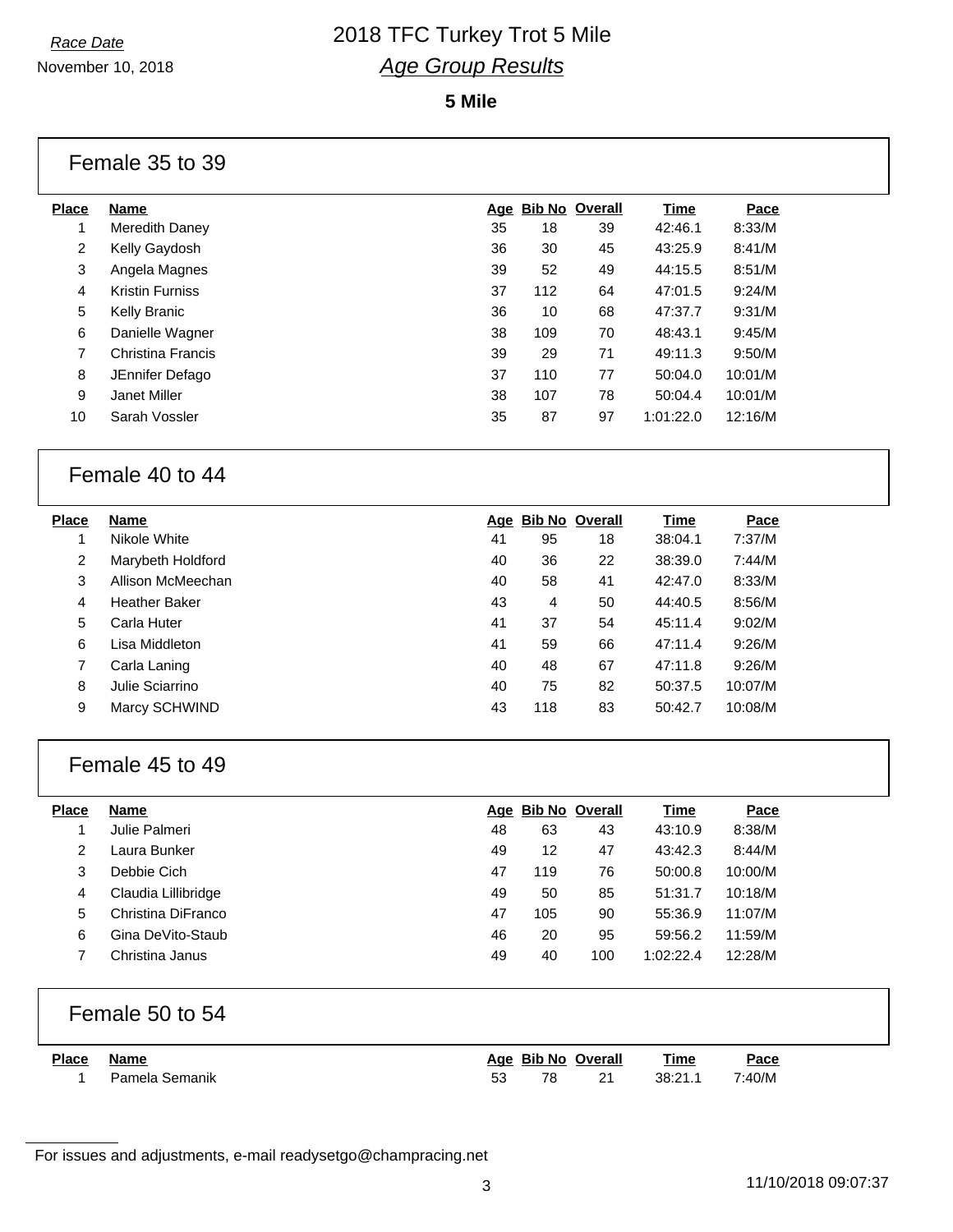Race Date

November 10, 2018

# 2018 TFC Turkey Trot 5 Mile

## Age Group Results

### 5 Mile

## Female 35 to 39

| Place | Name | Age | Bib No | Overall | Time | Pace |
|---|---|---|---|---|---|---|
| 1 | Meredith Daney | 35 | 18 | 39 | 42:46.1 | 8:33/M |
| 2 | Kelly Gaydosh | 36 | 30 | 45 | 43:25.9 | 8:41/M |
| 3 | Angela Magnes | 39 | 52 | 49 | 44:15.5 | 8:51/M |
| 4 | Kristin Furniss | 37 | 112 | 64 | 47:01.5 | 9:24/M |
| 5 | Kelly Branic | 36 | 10 | 68 | 47:37.7 | 9:31/M |
| 6 | Danielle Wagner | 38 | 109 | 70 | 48:43.1 | 9:45/M |
| 7 | Christina Francis | 39 | 29 | 71 | 49:11.3 | 9:50/M |
| 8 | JEnnifer Defago | 37 | 110 | 77 | 50:04.0 | 10:01/M |
| 9 | Janet Miller | 38 | 107 | 78 | 50:04.4 | 10:01/M |
| 10 | Sarah Vossler | 35 | 87 | 97 | 1:01:22.0 | 12:16/M |

## Female 40 to 44

| Place | Name | Age | Bib No | Overall | Time | Pace |
|---|---|---|---|---|---|---|
| 1 | Nikole White | 41 | 95 | 18 | 38:04.1 | 7:37/M |
| 2 | Marybeth Holdford | 40 | 36 | 22 | 38:39.0 | 7:44/M |
| 3 | Allison McMeechan | 40 | 58 | 41 | 42:47.0 | 8:33/M |
| 4 | Heather Baker | 43 | 4 | 50 | 44:40.5 | 8:56/M |
| 5 | Carla Huter | 41 | 37 | 54 | 45:11.4 | 9:02/M |
| 6 | Lisa Middleton | 41 | 59 | 66 | 47:11.4 | 9:26/M |
| 7 | Carla Laning | 40 | 48 | 67 | 47:11.8 | 9:26/M |
| 8 | Julie Sciarrino | 40 | 75 | 82 | 50:37.5 | 10:07/M |
| 9 | Marcy SCHWIND | 43 | 118 | 83 | 50:42.7 | 10:08/M |

## Female 45 to 49

| Place | Name | Age | Bib No | Overall | Time | Pace |
|---|---|---|---|---|---|---|
| 1 | Julie Palmeri | 48 | 63 | 43 | 43:10.9 | 8:38/M |
| 2 | Laura Bunker | 49 | 12 | 47 | 43:42.3 | 8:44/M |
| 3 | Debbie Cich | 47 | 119 | 76 | 50:00.8 | 10:00/M |
| 4 | Claudia Lillibridge | 49 | 50 | 85 | 51:31.7 | 10:18/M |
| 5 | Christina DiFranco | 47 | 105 | 90 | 55:36.9 | 11:07/M |
| 6 | Gina DeVito-Staub | 46 | 20 | 95 | 59:56.2 | 11:59/M |
| 7 | Christina Janus | 49 | 40 | 100 | 1:02:22.4 | 12:28/M |

## Female 50 to 54

| Place | Name | Age | Bib No | Overall | Time | Pace |
|---|---|---|---|---|---|---|
| 1 | Pamela Semanik | 53 | 78 | 21 | 38:21.1 | 7:40/M |

For issues and adjustments, e-mail readysetgo@champracing.net

11/10/2018 09:07:37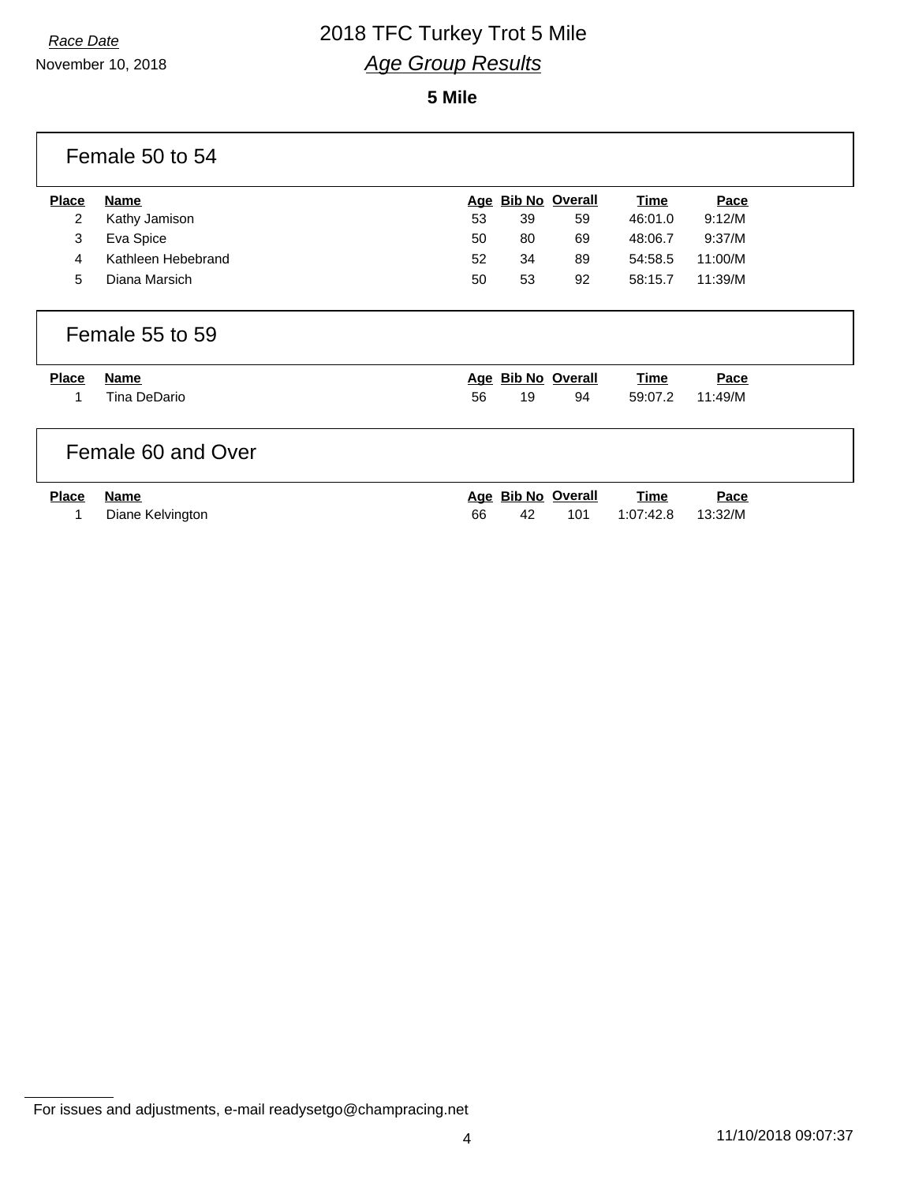*Race Date*

November 10, 2018

# 2018 TFC Turkey Trot 5 Mile

## *Age Group Results*

**5 Mile**

### Female 50 to 54

| Place | Name | Age | Bib No | Overall | Time | Pace |
|---|---|---|---|---|---|---|
| 2 | Kathy Jamison | 53 | 39 | 59 | 46:01.0 | 9:12/M |
| 3 | Eva Spice | 50 | 80 | 69 | 48:06.7 | 9:37/M |
| 4 | Kathleen Hebebrand | 52 | 34 | 89 | 54:58.5 | 11:00/M |
| 5 | Diana Marsich | 50 | 53 | 92 | 58:15.7 | 11:39/M |

### Female 55 to 59

| Place | Name | Age | Bib No | Overall | Time | Pace |
|---|---|---|---|---|---|---|
| 1 | Tina DeDario | 56 | 19 | 94 | 59:07.2 | 11:49/M |

### Female 60 and Over

| Place | Name | Age | Bib No | Overall | Time | Pace |
|---|---|---|---|---|---|---|
| 1 | Diane Kelvington | 66 | 42 | 101 | 1:07:42.8 | 13:32/M |

For issues and adjustments, e-mail readysetgo@champracing.net

11/10/2018 09:07:37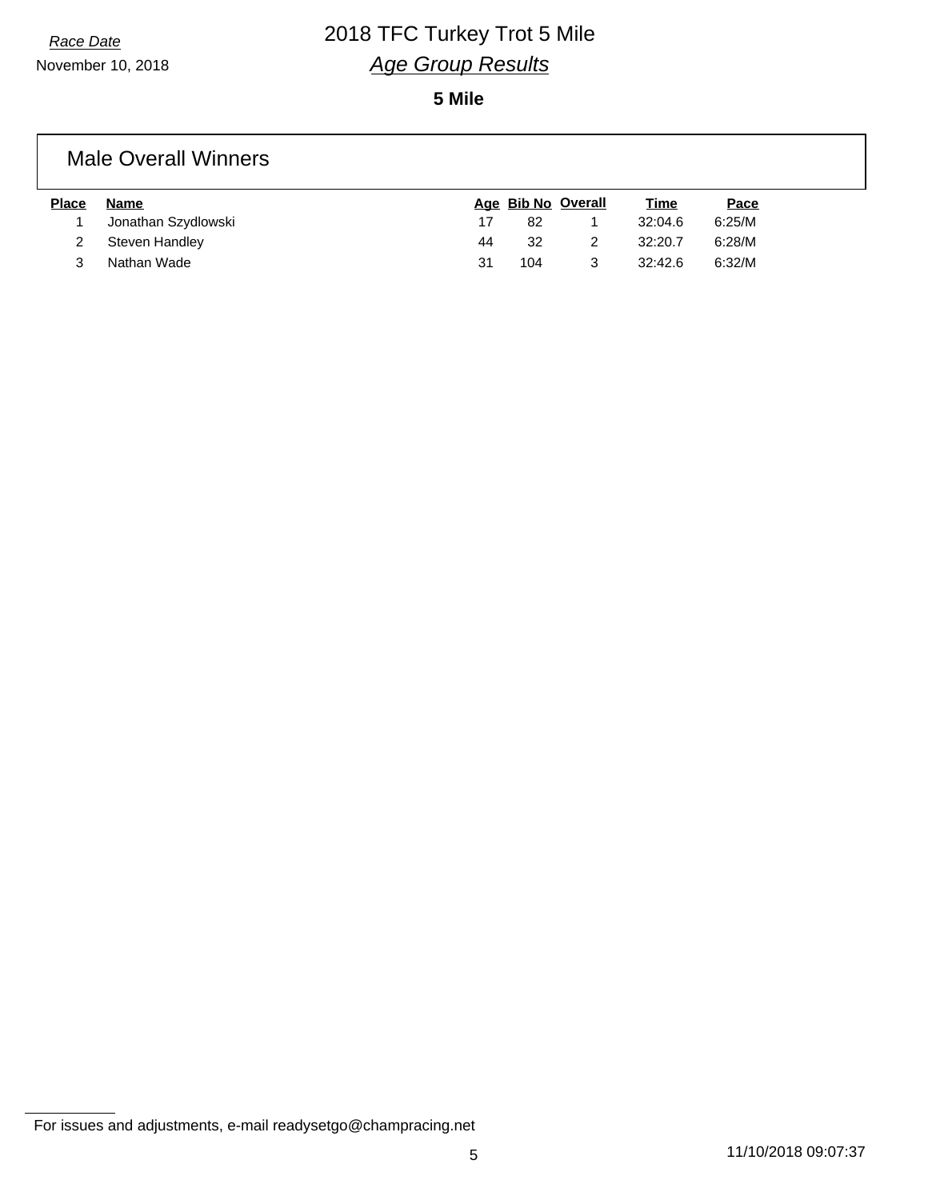*Race Date*

November 10, 2018

# 2018 TFC Turkey Trot 5 Mile

## *Age Group Results*

**5 Mile**

### Male Overall Winners

| Place | Name | Age | Bib No | Overall | Time | Pace |
|---|---|---|---|---|---|---|
| 1 | Jonathan Szydlowski | 17 | 82 | 1 | 32:04.6 | 6:25/M |
| 2 | Steven Handley | 44 | 32 | 2 | 32:20.7 | 6:28/M |
| 3 | Nathan Wade | 31 | 104 | 3 | 32:42.6 | 6:32/M |

For issues and adjustments, e-mail readysetgo@champracing.net

11/10/2018 09:07:37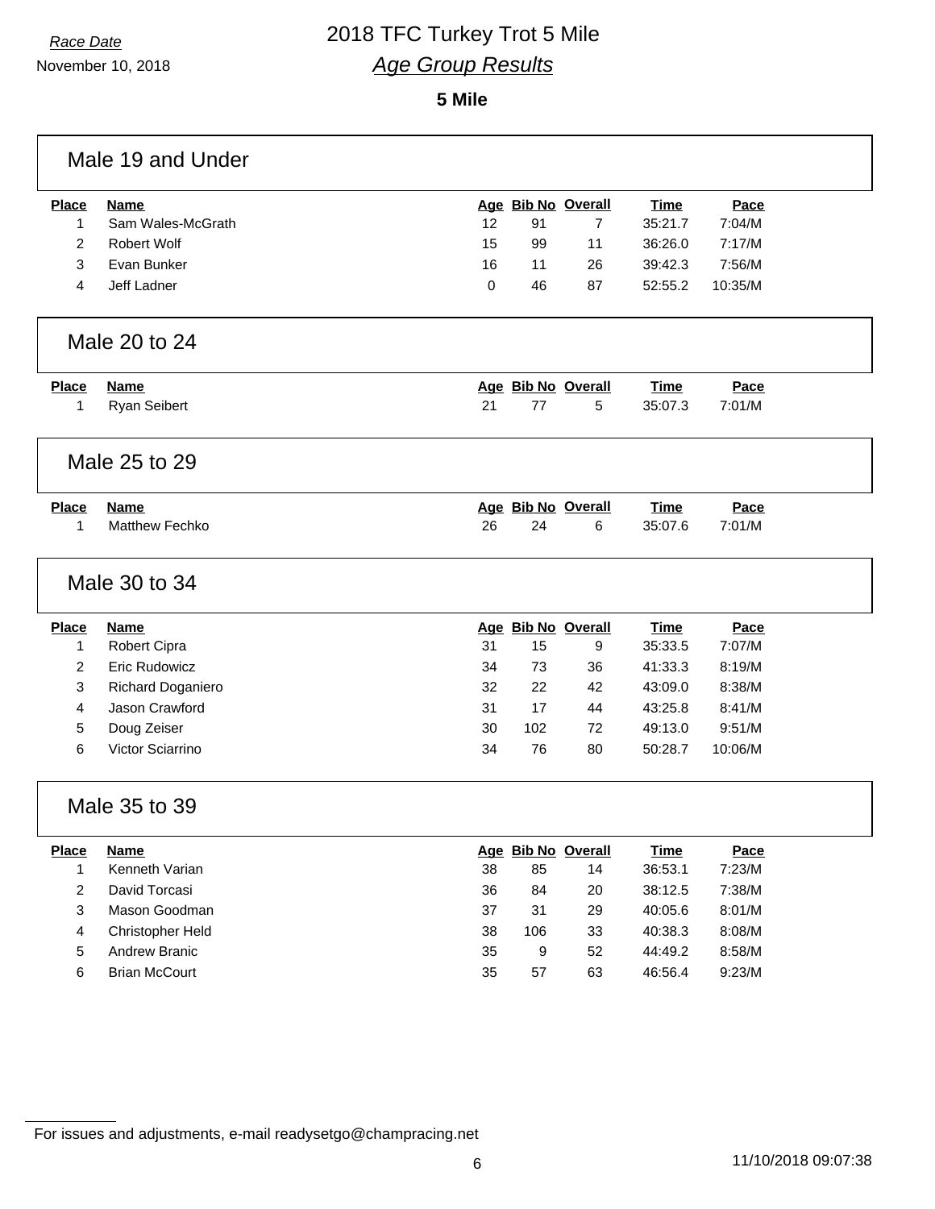*Race Date*

November 10, 2018

# 2018 TFC Turkey Trot 5 Mile

## *Age Group Results*

### 5 Mile

### Male 19 and Under

| Place | Name | Age | Bib No | Overall | Time | Pace |
|---|---|---|---|---|---|---|
| 1 | Sam Wales-McGrath | 12 | 91 | 7 | 35:21.7 | 7:04/M |
| 2 | Robert Wolf | 15 | 99 | 11 | 36:26.0 | 7:17/M |
| 3 | Evan Bunker | 16 | 11 | 26 | 39:42.3 | 7:56/M |
| 4 | Jeff Ladner | 0 | 46 | 87 | 52:55.2 | 10:35/M |

### Male 20 to 24

| Place | Name | Age | Bib No | Overall | Time | Pace |
|---|---|---|---|---|---|---|
| 1 | Ryan Seibert | 21 | 77 | 5 | 35:07.3 | 7:01/M |

### Male 25 to 29

| Place | Name | Age | Bib No | Overall | Time | Pace |
|---|---|---|---|---|---|---|
| 1 | Matthew Fechko | 26 | 24 | 6 | 35:07.6 | 7:01/M |

### Male 30 to 34

| Place | Name | Age | Bib No | Overall | Time | Pace |
|---|---|---|---|---|---|---|
| 1 | Robert Cipra | 31 | 15 | 9 | 35:33.5 | 7:07/M |
| 2 | Eric Rudowicz | 34 | 73 | 36 | 41:33.3 | 8:19/M |
| 3 | Richard Doganiero | 32 | 22 | 42 | 43:09.0 | 8:38/M |
| 4 | Jason Crawford | 31 | 17 | 44 | 43:25.8 | 8:41/M |
| 5 | Doug Zeiser | 30 | 102 | 72 | 49:13.0 | 9:51/M |
| 6 | Victor Sciarrino | 34 | 76 | 80 | 50:28.7 | 10:06/M |

### Male 35 to 39

| Place | Name | Age | Bib No | Overall | Time | Pace |
|---|---|---|---|---|---|---|
| 1 | Kenneth Varian | 38 | 85 | 14 | 36:53.1 | 7:23/M |
| 2 | David Torcasi | 36 | 84 | 20 | 38:12.5 | 7:38/M |
| 3 | Mason Goodman | 37 | 31 | 29 | 40:05.6 | 8:01/M |
| 4 | Christopher Held | 38 | 106 | 33 | 40:38.3 | 8:08/M |
| 5 | Andrew Branic | 35 | 9 | 52 | 44:49.2 | 8:58/M |
| 6 | Brian McCourt | 35 | 57 | 63 | 46:56.4 | 9:23/M |

For issues and adjustments, e-mail readysetgo@champracing.net

11/10/2018 09:07:38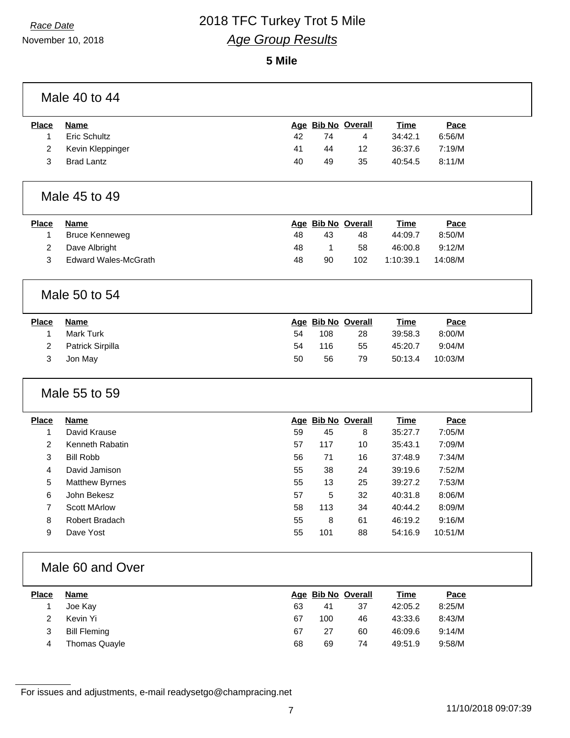*Race Date*

November 10, 2018

# 2018 TFC Turkey Trot 5 Mile

## *Age Group Results*

**5 Mile**

### Male 40 to 44

| Place | Name | Age | Bib No | Overall | Time | Pace |
|---|---|---|---|---|---|---|
| 1 | Eric Schultz | 42 | 74 | 4 | 34:42.1 | 6:56/M |
| 2 | Kevin Kleppinger | 41 | 44 | 12 | 36:37.6 | 7:19/M |
| 3 | Brad Lantz | 40 | 49 | 35 | 40:54.5 | 8:11/M |

### Male 45 to 49

| Place | Name | Age | Bib No | Overall | Time | Pace |
|---|---|---|---|---|---|---|
| 1 | Bruce Kenneweg | 48 | 43 | 48 | 44:09.7 | 8:50/M |
| 2 | Dave Albright | 48 | 1 | 58 | 46:00.8 | 9:12/M |
| 3 | Edward Wales-McGrath | 48 | 90 | 102 | 1:10:39.1 | 14:08/M |

### Male 50 to 54

| Place | Name | Age | Bib No | Overall | Time | Pace |
|---|---|---|---|---|---|---|
| 1 | Mark Turk | 54 | 108 | 28 | 39:58.3 | 8:00/M |
| 2 | Patrick Sirpilla | 54 | 116 | 55 | 45:20.7 | 9:04/M |
| 3 | Jon May | 50 | 56 | 79 | 50:13.4 | 10:03/M |

### Male 55 to 59

| Place | Name | Age | Bib No | Overall | Time | Pace |
|---|---|---|---|---|---|---|
| 1 | David Krause | 59 | 45 | 8 | 35:27.7 | 7:05/M |
| 2 | Kenneth Rabatin | 57 | 117 | 10 | 35:43.1 | 7:09/M |
| 3 | Bill Robb | 56 | 71 | 16 | 37:48.9 | 7:34/M |
| 4 | David Jamison | 55 | 38 | 24 | 39:19.6 | 7:52/M |
| 5 | Matthew Byrnes | 55 | 13 | 25 | 39:27.2 | 7:53/M |
| 6 | John Bekesz | 57 | 5 | 32 | 40:31.8 | 8:06/M |
| 7 | Scott MArlow | 58 | 113 | 34 | 40:44.2 | 8:09/M |
| 8 | Robert Bradach | 55 | 8 | 61 | 46:19.2 | 9:16/M |
| 9 | Dave Yost | 55 | 101 | 88 | 54:16.9 | 10:51/M |

### Male 60 and Over

| Place | Name | Age | Bib No | Overall | Time | Pace |
|---|---|---|---|---|---|---|
| 1 | Joe Kay | 63 | 41 | 37 | 42:05.2 | 8:25/M |
| 2 | Kevin Yi | 67 | 100 | 46 | 43:33.6 | 8:43/M |
| 3 | Bill Fleming | 67 | 27 | 60 | 46:09.6 | 9:14/M |
| 4 | Thomas Quayle | 68 | 69 | 74 | 49:51.9 | 9:58/M |

For issues and adjustments, e-mail readysetgo@champracing.net

11/10/2018 09:07:39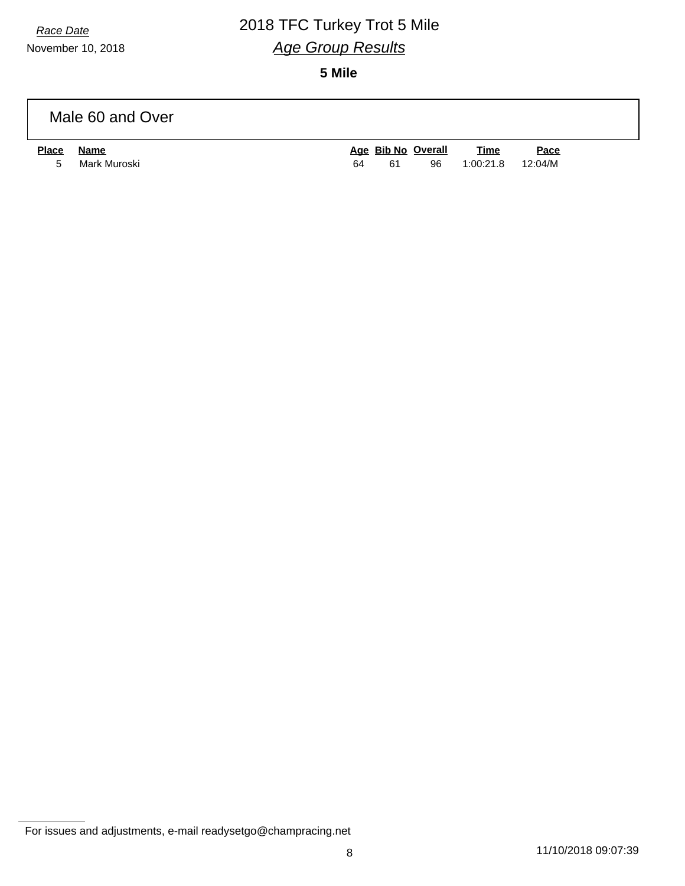*Race Date*

November 10, 2018

# 2018 TFC Turkey Trot 5 Mile

## *Age Group Results*

**5 Mile**

### Male 60 and Over

| Place | Name | Age | Bib No | Overall | Time | Pace |
|---|---|---|---|---|---|---|
| 5 | Mark Muroski | 64 | 61 | 96 | 1:00:21.8 | 12:04/M |

For issues and adjustments, e-mail readysetgo@champracing.net

11/10/2018 09:07:39